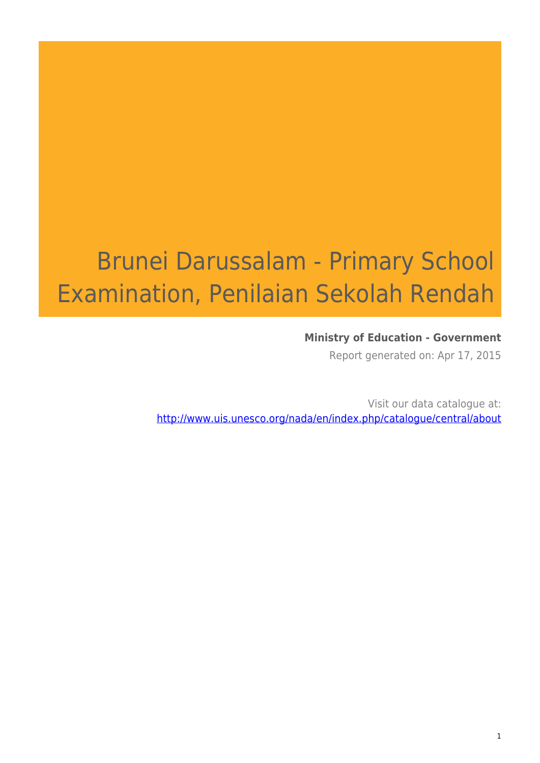# Brunei Darussalam - Primary School Examination, Penilaian Sekolah Rendah

**Ministry of Education - Government**

Report generated on: Apr 17, 2015

Visit our data catalogue at: http://www.uis.unesco.org/nada/en/index.php/catalogue/central/about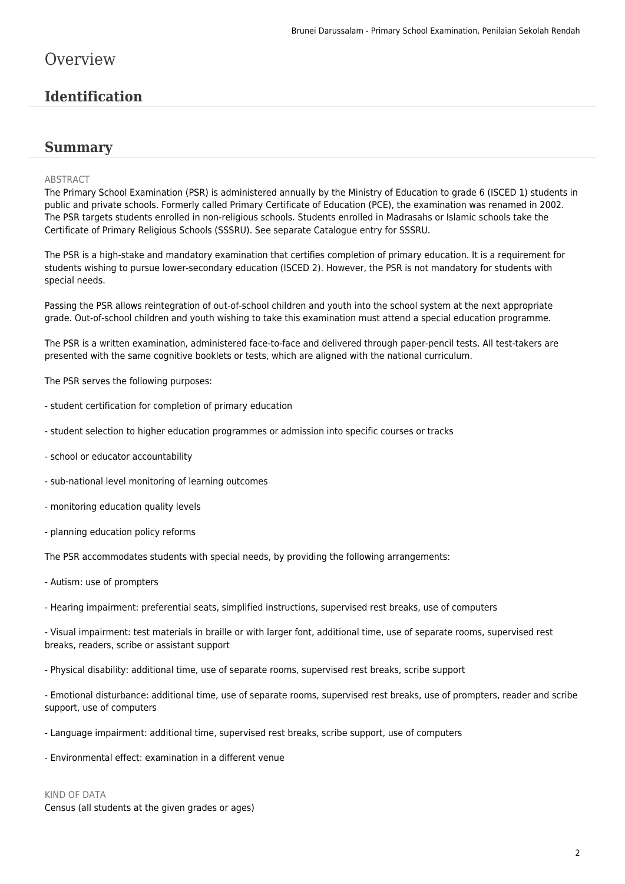# Overview

## Identification

## Summary

ABSTRACT

The Primary School Examination (PSR) is administered annually by the Ministry of Education to grade 6 (ISCED 1) students in public and private schools. Formerly called Primary Certificate of Education (PCE), the examination was renamed in 2002. The PSR targets students enrolled in non-religious schools. Students enrolled in Madrasahs or Islamic schools take the Certificate of Primary Religious Schools (SSSRU). See separate Catalogue entry for SSSRU.

The PSR is a high-stake and mandatory examination that certifies completion of primary education. It is a requirement for students wishing to pursue lower-secondary education (ISCED 2). However, the PSR is not mandatory for students with special needs.

Passing the PSR allows reintegration of out-of-school children and youth into the school system at the next appropriate grade. Out-of-school children and youth wishing to take this examination must attend a special education programme.

The PSR is a written examination, administered face-to-face and delivered through paper-pencil tests. All test-takers are presented with the same cognitive booklets or tests, which are aligned with the national curriculum.

The PSR serves the following purposes:

- student certification for completion of primary education

- student selection to higher education programmes or admission into specific courses or tracks

- school or educator accountability

- sub-national level monitoring of learning outcomes

- monitoring education quality levels

- planning education policy reforms

The PSR accommodates students with special needs, by providing the following arrangements:

- Autism: use of prompters

- Hearing impairment: preferential seats, simplified instructions, supervised rest breaks, use of computers

- Visual impairment: test materials in braille or with larger font, additional time, use of separate rooms, supervised rest breaks, readers, scribe or assistant support

- Physical disability: additional time, use of separate rooms, supervised rest breaks, scribe support

- Emotional disturbance: additional time, use of separate rooms, supervised rest breaks, use of prompters, reader and scribe support, use of computers

- Language impairment: additional time, supervised rest breaks, scribe support, use of computers

- Environmental effect: examination in a different venue

KIND OF DATA

Census (all students at the given grades or ages)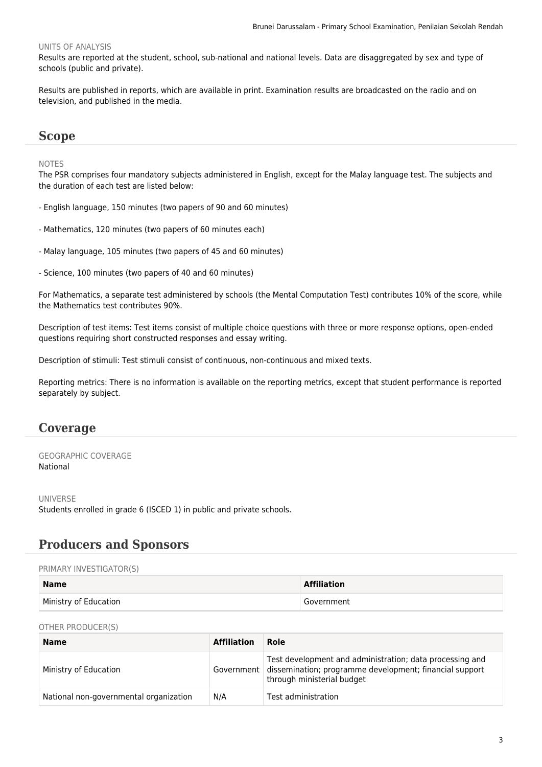UNITS OF ANALYSIS
Results are reported at the student, school, sub-national and national levels. Data are disaggregated by sex and type of schools (public and private).

Results are published in reports, which are available in print. Examination results are broadcasted on the radio and on television, and published in the media.

## Scope

NOTES
The PSR comprises four mandatory subjects administered in English, except for the Malay language test. The subjects and the duration of each test are listed below:

- English language, 150 minutes (two papers of 90 and 60 minutes)

- Mathematics, 120 minutes (two papers of 60 minutes each)

- Malay language, 105 minutes (two papers of 45 and 60 minutes)

- Science, 100 minutes (two papers of 40 and 60 minutes)

For Mathematics, a separate test administered by schools (the Mental Computation Test) contributes 10% of the score, while the Mathematics test contributes 90%.

Description of test items: Test items consist of multiple choice questions with three or more response options, open-ended questions requiring short constructed responses and essay writing.

Description of stimuli: Test stimuli consist of continuous, non-continuous and mixed texts.

Reporting metrics: There is no information is available on the reporting metrics, except that student performance is reported separately by subject.

## Coverage

GEOGRAPHIC COVERAGE
National

UNIVERSE
Students enrolled in grade 6 (ISCED 1) in public and private schools.

## Producers and Sponsors

PRIMARY INVESTIGATOR(S)

| Name | Affiliation |
|---|---|
| Ministry of Education | Government |

OTHER PRODUCER(S)

| Name | Affiliation | Role |
|---|---|---|
| Ministry of Education | Government | Test development and administration; data processing and dissemination; programme development; financial support through ministerial budget |
| National non-governmental organization | N/A | Test administration |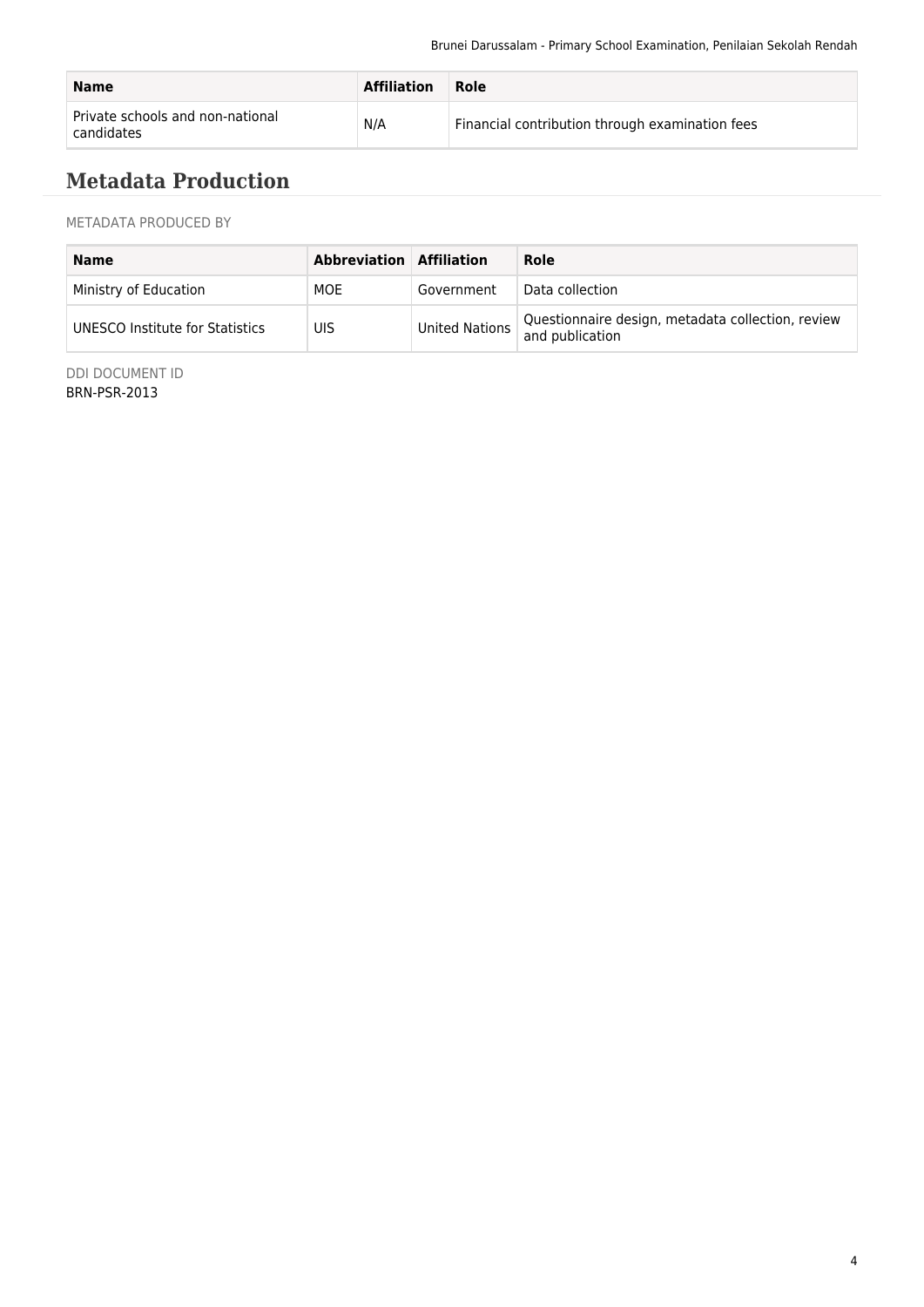| Name | Affiliation | Role |
| --- | --- | --- |
| Private schools and non-national candidates | N/A | Financial contribution through examination fees |

## Metadata Production

METADATA PRODUCED BY

| Name | Abbreviation | Affiliation | Role |
| --- | --- | --- | --- |
| Ministry of Education | MOE | Government | Data collection |
| UNESCO Institute for Statistics | UIS | United Nations | Questionnaire design, metadata collection, review and publication |

DDI DOCUMENT ID
BRN-PSR-2013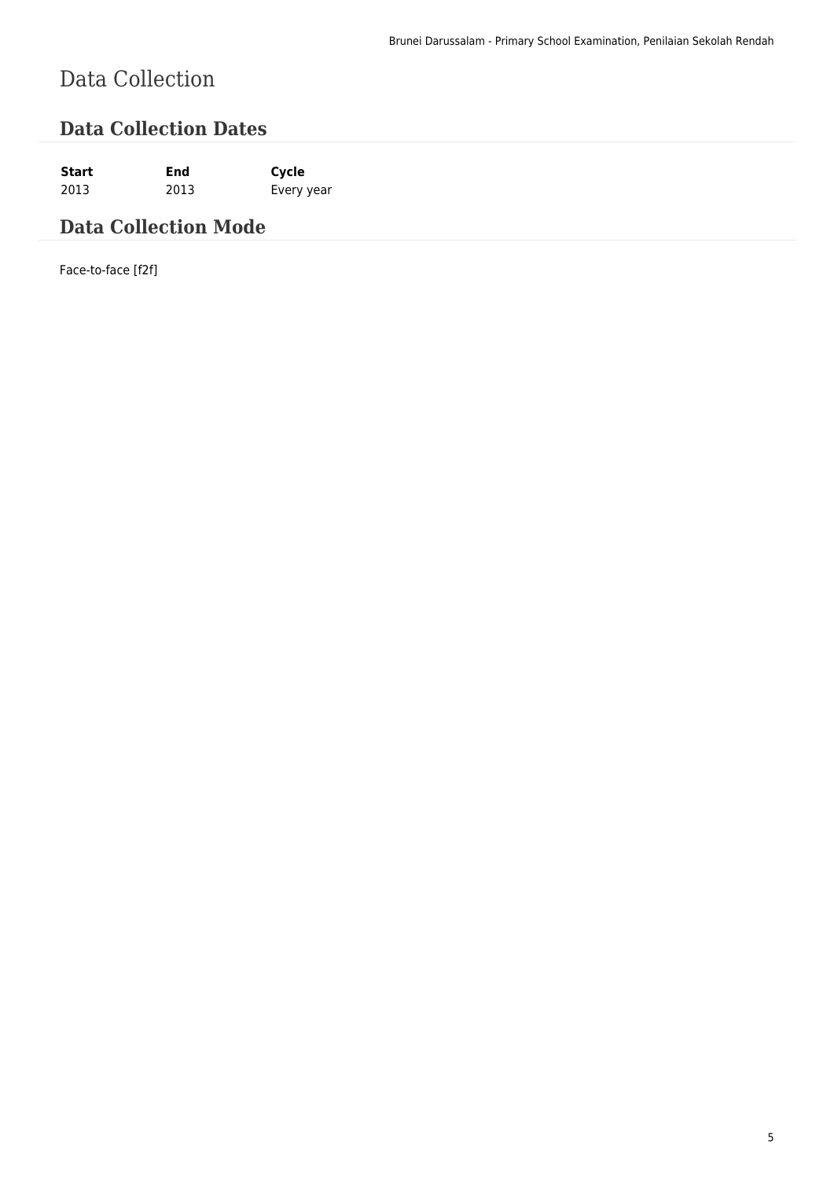# Data Collection

## Data Collection Dates

| Start | End | Cycle |
| --- | --- | --- |
| 2013 | 2013 | Every year |

## Data Collection Mode

Face-to-face [f2f]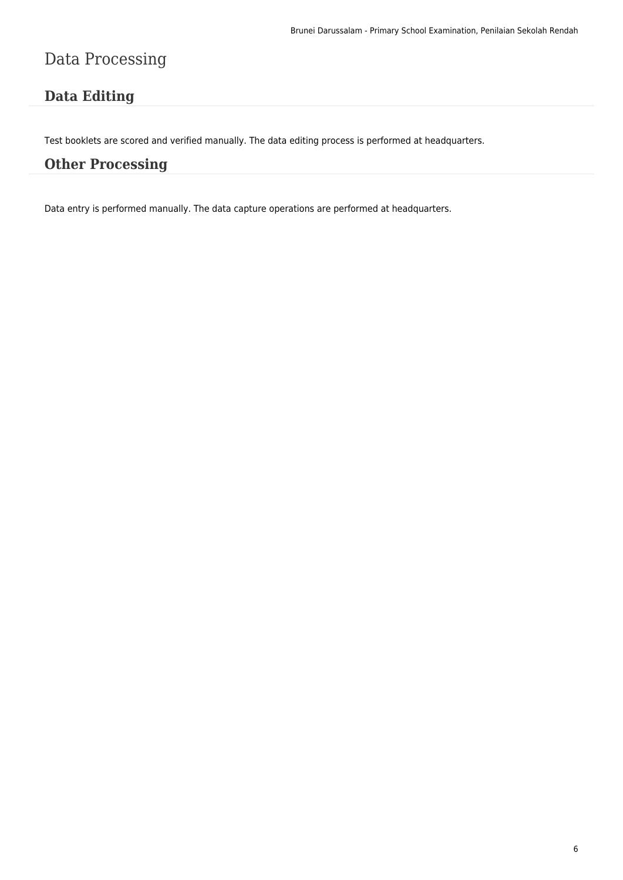# Data Processing

## Data Editing

Test booklets are scored and verified manually. The data editing process is performed at headquarters.

## Other Processing

Data entry is performed manually. The data capture operations are performed at headquarters.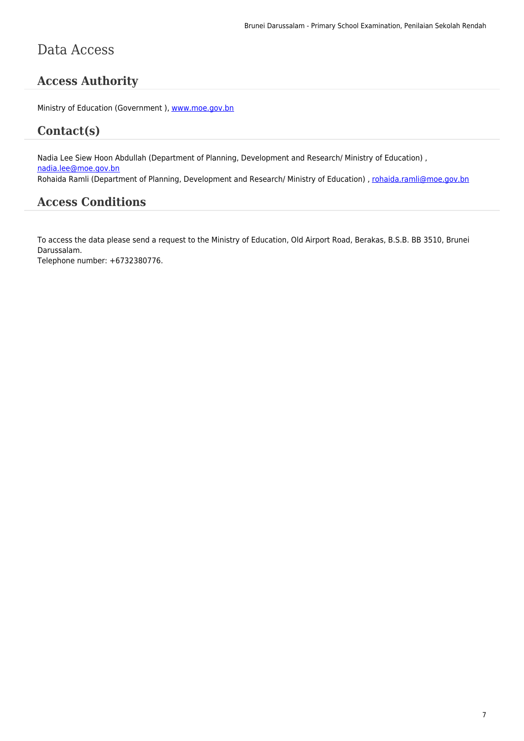# Data Access

## Access Authority

Ministry of Education (Government ), www.moe.gov.bn

## Contact(s)

Nadia Lee Siew Hoon Abdullah (Department of Planning, Development and Research/ Ministry of Education) , nadia.lee@moe.gov.bn
Rohaida Ramli (Department of Planning, Development and Research/ Ministry of Education) , rohaida.ramli@moe.gov.bn

## Access Conditions

To access the data please send a request to the Ministry of Education, Old Airport Road, Berakas, B.S.B. BB 3510, Brunei Darussalam.
Telephone number: +6732380776.